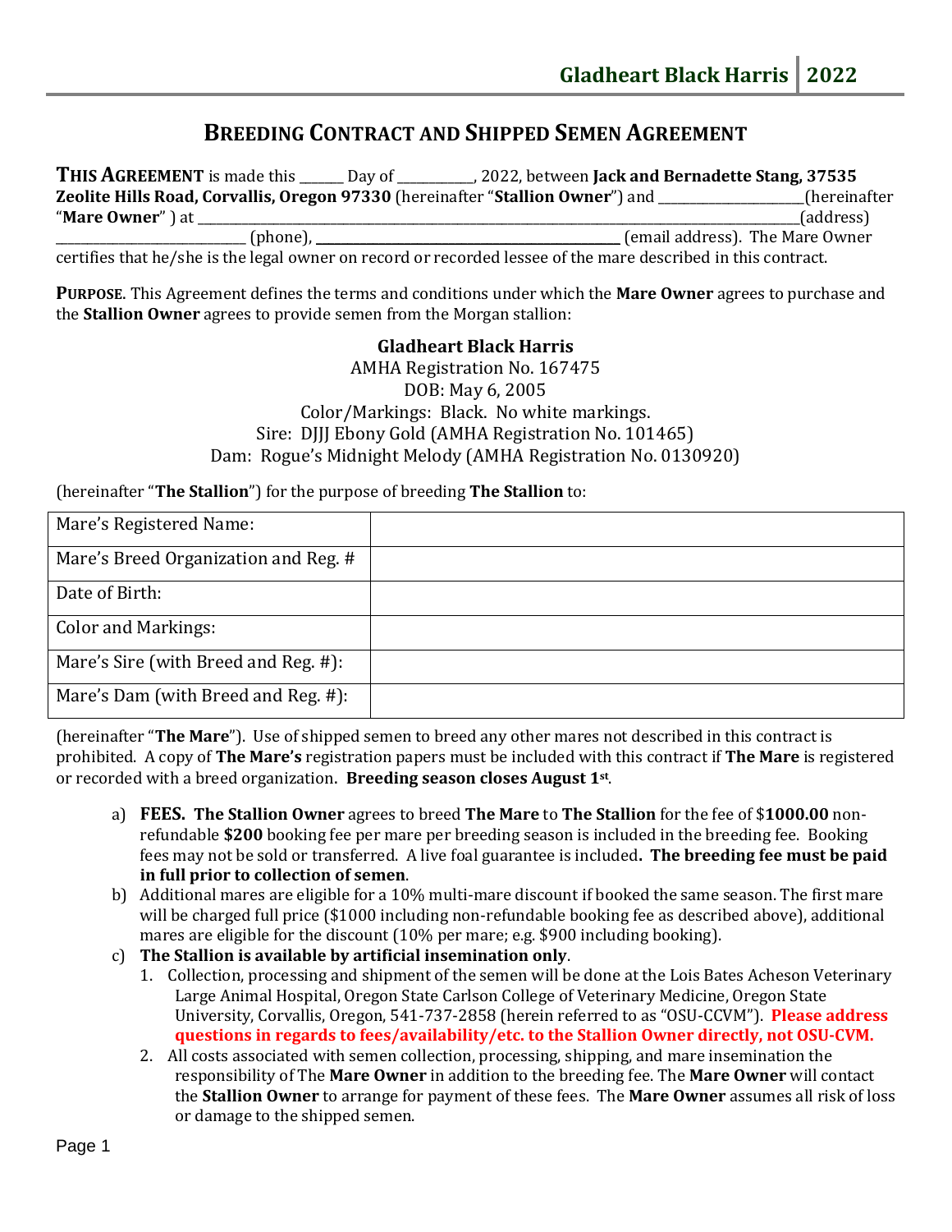# BREEDING CONTRACT AND SHIPPED SEMEN AGREEMENT

**THIS AGREEMENT** is made this ______ Day of ___________, 2022, between **Jack and Bernadette Stang, 37535 Zeolite Hills Road, Corvallis, Oregon 97330** (hereinafter "**Stallion Owner**") and ______________________(hereinafter "**Mare Owner**" ) at ________________________________________________________________________________________________(address) ____________________________ (phone), ____________________________________________ (email address). The Mare Owner certifies that he/she is the legal owner on record or recorded lessee of the mare described in this contract.

**PURPOSE.** This Agreement defines the terms and conditions under which the **Mare Owner** agrees to purchase and the **Stallion Owner** agrees to provide semen from the Morgan stallion:

**Gladheart Black Harris**
AMHA Registration No. 167475
DOB: May 6, 2005
Color/Markings: Black. No white markings.
Sire: DJJJ Ebony Gold (AMHA Registration No. 101465)
Dam: Rogue's Midnight Melody (AMHA Registration No. 0130920)

(hereinafter "**The Stallion**") for the purpose of breeding **The Stallion** to:

| Mare's Registered Name: | |
|---|---|
| Mare's Breed Organization and Reg. # | |
| Date of Birth: | |
| Color and Markings: | |
| Mare's Sire (with Breed and Reg. #): | |
| Mare's Dam (with Breed and Reg. #): | |

(hereinafter "**The Mare**"). Use of shipped semen to breed any other mares not described in this contract is prohibited. A copy of **The Mare's** registration papers must be included with this contract if **The Mare** is registered or recorded with a breed organization. **Breeding season closes August 1st**.

a) **FEES. The Stallion Owner** agrees to breed **The Mare** to **The Stallion** for the fee of $**1000.00** non-refundable **$200** booking fee per mare per breeding season is included in the breeding fee. Booking fees may not be sold or transferred. A live foal guarantee is included**. The breeding fee must be paid in full prior to collection of semen**.

b) Additional mares are eligible for a 10% multi-mare discount if booked the same season. The first mare will be charged full price ($1000 including non-refundable booking fee as described above), additional mares are eligible for the discount (10% per mare; e.g. $900 including booking).

c) **The Stallion is available by artificial insemination only**.
   1. Collection, processing and shipment of the semen will be done at the Lois Bates Acheson Veterinary Large Animal Hospital, Oregon State Carlson College of Veterinary Medicine, Oregon State University, Corvallis, Oregon, 541-737-2858 (herein referred to as "OSU-CCVM"). **Please address questions in regards to fees/availability/etc. to the Stallion Owner directly, not OSU-CVM.**
   2. All costs associated with semen collection, processing, shipping, and mare insemination the responsibility of The **Mare Owner** in addition to the breeding fee. The **Mare Owner** will contact the **Stallion Owner** to arrange for payment of these fees. The **Mare Owner** assumes all risk of loss or damage to the shipped semen.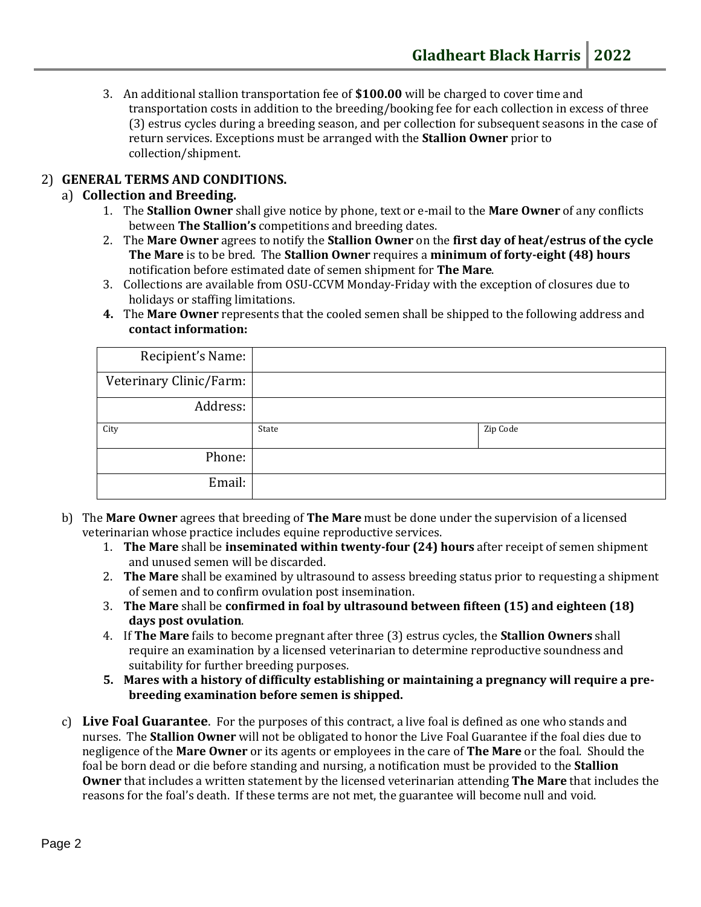3. An additional stallion transportation fee of **$100.00** will be charged to cover time and transportation costs in addition to the breeding/booking fee for each collection in excess of three (3) estrus cycles during a breeding season, and per collection for subsequent seasons in the case of return services. Exceptions must be arranged with the **Stallion Owner** prior to collection/shipment.

2) **GENERAL TERMS AND CONDITIONS.**

a) **Collection and Breeding.**

1. The **Stallion Owner** shall give notice by phone, text or e-mail to the **Mare Owner** of any conflicts between **The Stallion's** competitions and breeding dates.
2. The **Mare Owner** agrees to notify the **Stallion Owner** on the **first day of heat/estrus of the cycle The Mare** is to be bred. The **Stallion Owner** requires a **minimum of forty-eight (48) hours** notification before estimated date of semen shipment for **The Mare**.
3. Collections are available from OSU-CCVM Monday-Friday with the exception of closures due to holidays or staffing limitations.
4. The **Mare Owner** represents that the cooled semen shall be shipped to the following address and **contact information:**

| Recipient's Name: | | |
|---|---|---|
| Veterinary Clinic/Farm: | | |
| Address: | | |
| City | State | Zip Code |
| Phone: | | |
| Email: | | |

b) The **Mare Owner** agrees that breeding of **The Mare** must be done under the supervision of a licensed veterinarian whose practice includes equine reproductive services.

1. **The Mare** shall be **inseminated within twenty-four (24) hours** after receipt of semen shipment and unused semen will be discarded.
2. **The Mare** shall be examined by ultrasound to assess breeding status prior to requesting a shipment of semen and to confirm ovulation post insemination.
3. **The Mare** shall be **confirmed in foal by ultrasound between fifteen (15) and eighteen (18) days post ovulation**.
4. If **The Mare** fails to become pregnant after three (3) estrus cycles, the **Stallion Owners** shall require an examination by a licensed veterinarian to determine reproductive soundness and suitability for further breeding purposes.
5. **Mares with a history of difficulty establishing or maintaining a pregnancy will require a pre-breeding examination before semen is shipped.**

c) **Live Foal Guarantee**. For the purposes of this contract, a live foal is defined as one who stands and nurses. The **Stallion Owner** will not be obligated to honor the Live Foal Guarantee if the foal dies due to negligence of the **Mare Owner** or its agents or employees in the care of **The Mare** or the foal. Should the foal be born dead or die before standing and nursing, a notification must be provided to the **Stallion Owner** that includes a written statement by the licensed veterinarian attending **The Mare** that includes the reasons for the foal's death. If these terms are not met, the guarantee will become null and void.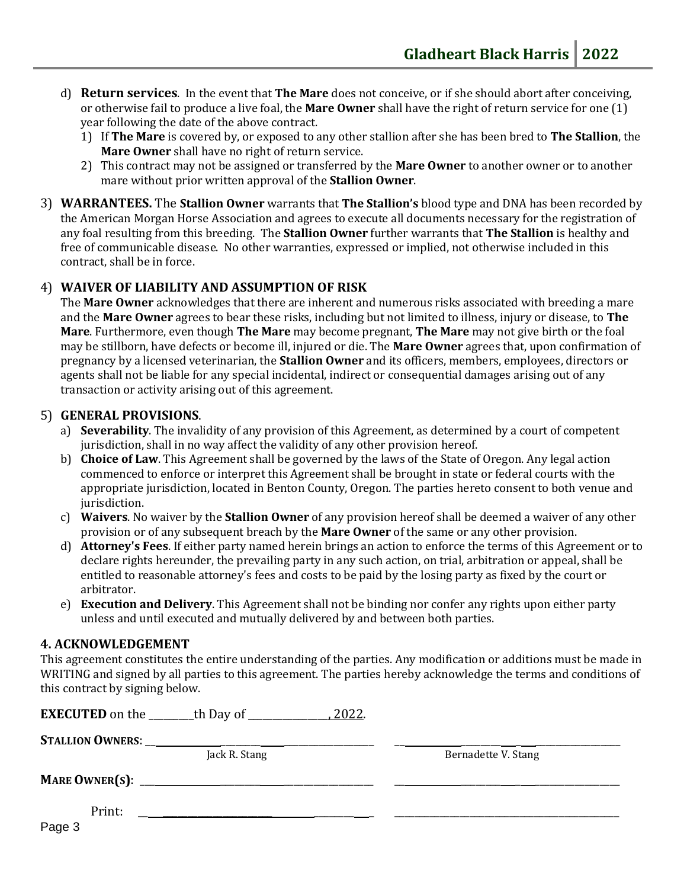d) **Return services**. In the event that **The Mare** does not conceive, or if she should abort after conceiving, or otherwise fail to produce a live foal, the **Mare Owner** shall have the right of return service for one (1) year following the date of the above contract.
   1) If **The Mare** is covered by, or exposed to any other stallion after she has been bred to **The Stallion**, the **Mare Owner** shall have no right of return service.
   2) This contract may not be assigned or transferred by the **Mare Owner** to another owner or to another mare without prior written approval of the **Stallion Owner**.

3) **WARRANTEES.** The **Stallion Owner** warrants that **The Stallion's** blood type and DNA has been recorded by the American Morgan Horse Association and agrees to execute all documents necessary for the registration of any foal resulting from this breeding. The **Stallion Owner** further warrants that **The Stallion** is healthy and free of communicable disease. No other warranties, expressed or implied, not otherwise included in this contract, shall be in force.

4) **WAIVER OF LIABILITY AND ASSUMPTION OF RISK**
The **Mare Owner** acknowledges that there are inherent and numerous risks associated with breeding a mare and the **Mare Owner** agrees to bear these risks, including but not limited to illness, injury or disease, to **The Mare**. Furthermore, even though **The Mare** may become pregnant, **The Mare** may not give birth or the foal may be stillborn, have defects or become ill, injured or die. The **Mare Owner** agrees that, upon confirmation of pregnancy by a licensed veterinarian, the **Stallion Owner** and its officers, members, employees, directors or agents shall not be liable for any special incidental, indirect or consequential damages arising out of any transaction or activity arising out of this agreement.

5) **GENERAL PROVISIONS**.
   a) **Severability**. The invalidity of any provision of this Agreement, as determined by a court of competent jurisdiction, shall in no way affect the validity of any other provision hereof.
   b) **Choice of Law**. This Agreement shall be governed by the laws of the State of Oregon. Any legal action commenced to enforce or interpret this Agreement shall be brought in state or federal courts with the appropriate jurisdiction, located in Benton County, Oregon. The parties hereto consent to both venue and jurisdiction.
   c) **Waivers**. No waiver by the **Stallion Owner** of any provision hereof shall be deemed a waiver of any other provision or of any subsequent breach by the **Mare Owner** of the same or any other provision.
   d) **Attorney's Fees**. If either party named herein brings an action to enforce the terms of this Agreement or to declare rights hereunder, the prevailing party in any such action, on trial, arbitration or appeal, shall be entitled to reasonable attorney's fees and costs to be paid by the losing party as fixed by the court or arbitrator.
   e) **Execution and Delivery**. This Agreement shall not be binding nor confer any rights upon either party unless and until executed and mutually delivered by and between both parties.

### 4. ACKNOWLEDGEMENT

This agreement constitutes the entire understanding of the parties. Any modification or additions must be made in WRITING and signed by all parties to this agreement. The parties hereby acknowledge the terms and conditions of this contract by signing below.

**EXECUTED** on the ________th Day of _______________, 2022.

**STALLION OWNERS**: ______________________________ ______________________________
Jack R. Stang Bernadette V. Stang

**MARE OWNER(S)**: ______________________________ ______________________________

Print: ______________________________ ______________________________